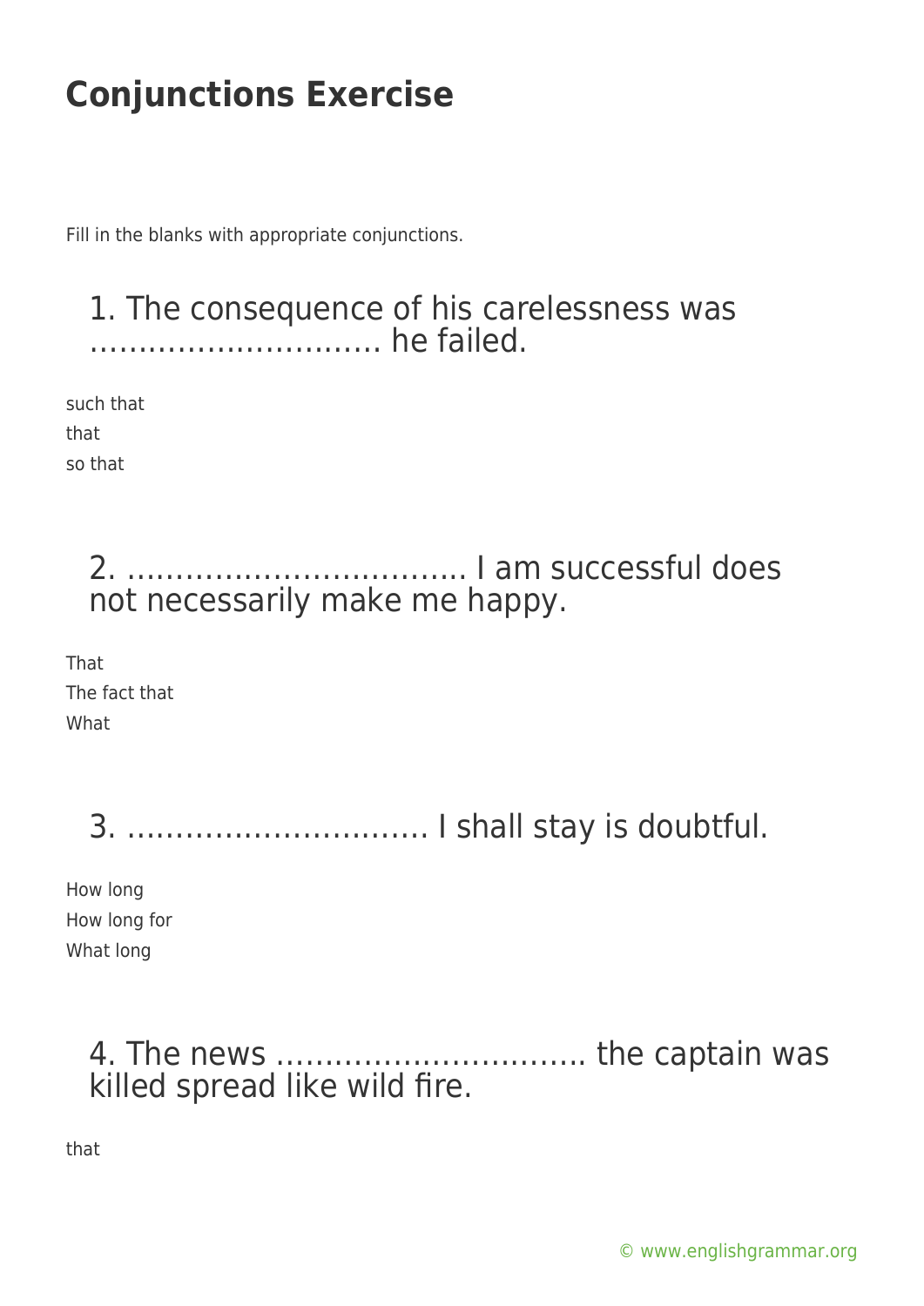# Conjunctions Exercise

Fill in the blanks with appropriate conjunctions.

## 1. The consequence of his carelessness was ……………………….. he failed.

such that
that
so that

## 2. …………………………….. I am successful does not necessarily make me happy.

That
The fact that
What

## 3. ………………………… I shall stay is doubtful.

How long
How long for
What long

## 4. The news ………………………….. the captain was killed spread like wild fire.

that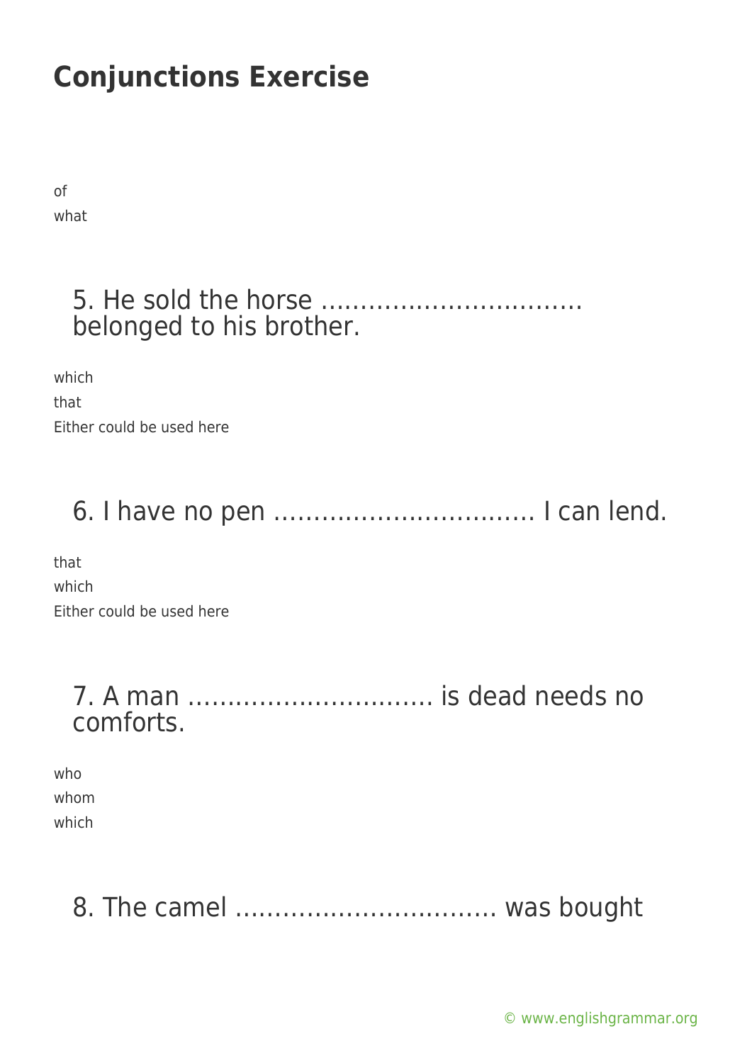# Conjunctions Exercise

of
what

5. He sold the horse …………………………… belonged to his brother.

which
that
Either could be used here

6. I have no pen …………………………… I can lend.

that
which
Either could be used here

7. A man ………………………… is dead needs no comforts.

who
whom
which

8. The camel …………………………… was bought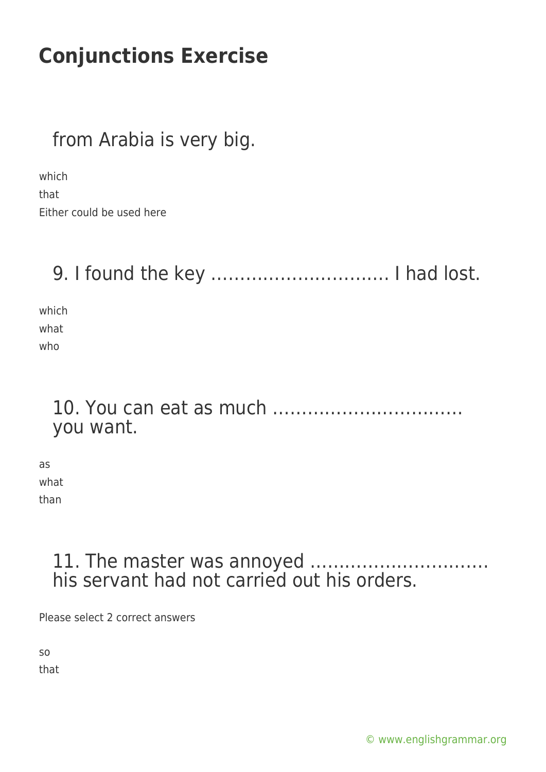# Conjunctions Exercise

from Arabia is very big.

which
that
Either could be used here

9. I found the key ………………………… I had lost.

which
what
who

10. You can eat as much …………………………… you want.

as
what
than

11. The master was annoyed ………………………… his servant had not carried out his orders.

Please select 2 correct answers

so
that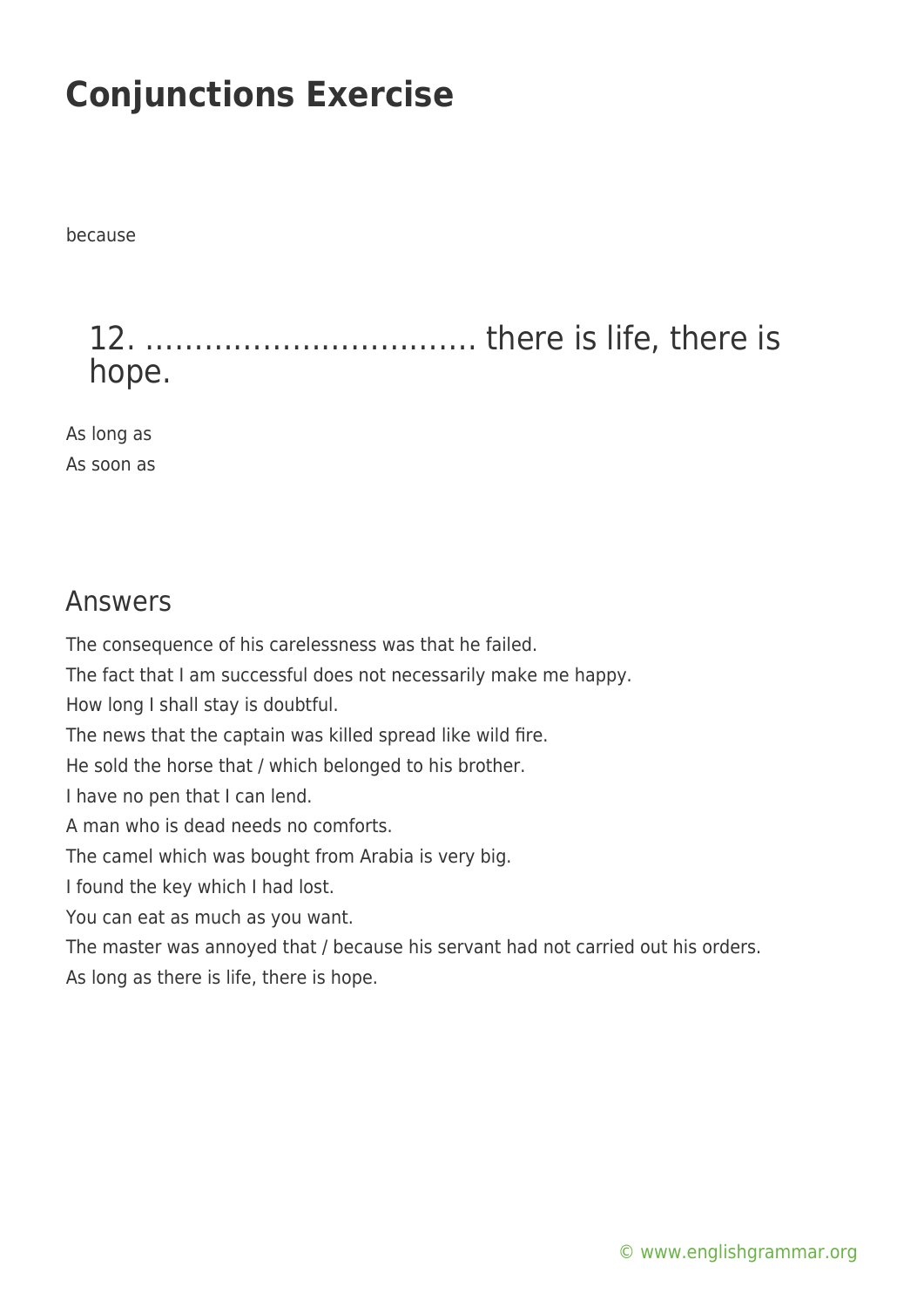# Conjunctions Exercise

because

## 12. ……………………………. there is life, there is hope.

As long as
As soon as

## Answers

The consequence of his carelessness was that he failed.
The fact that I am successful does not necessarily make me happy.
How long I shall stay is doubtful.
The news that the captain was killed spread like wild fire.
He sold the horse that / which belonged to his brother.
I have no pen that I can lend.
A man who is dead needs no comforts.
The camel which was bought from Arabia is very big.
I found the key which I had lost.
You can eat as much as you want.
The master was annoyed that / because his servant had not carried out his orders.
As long as there is life, there is hope.